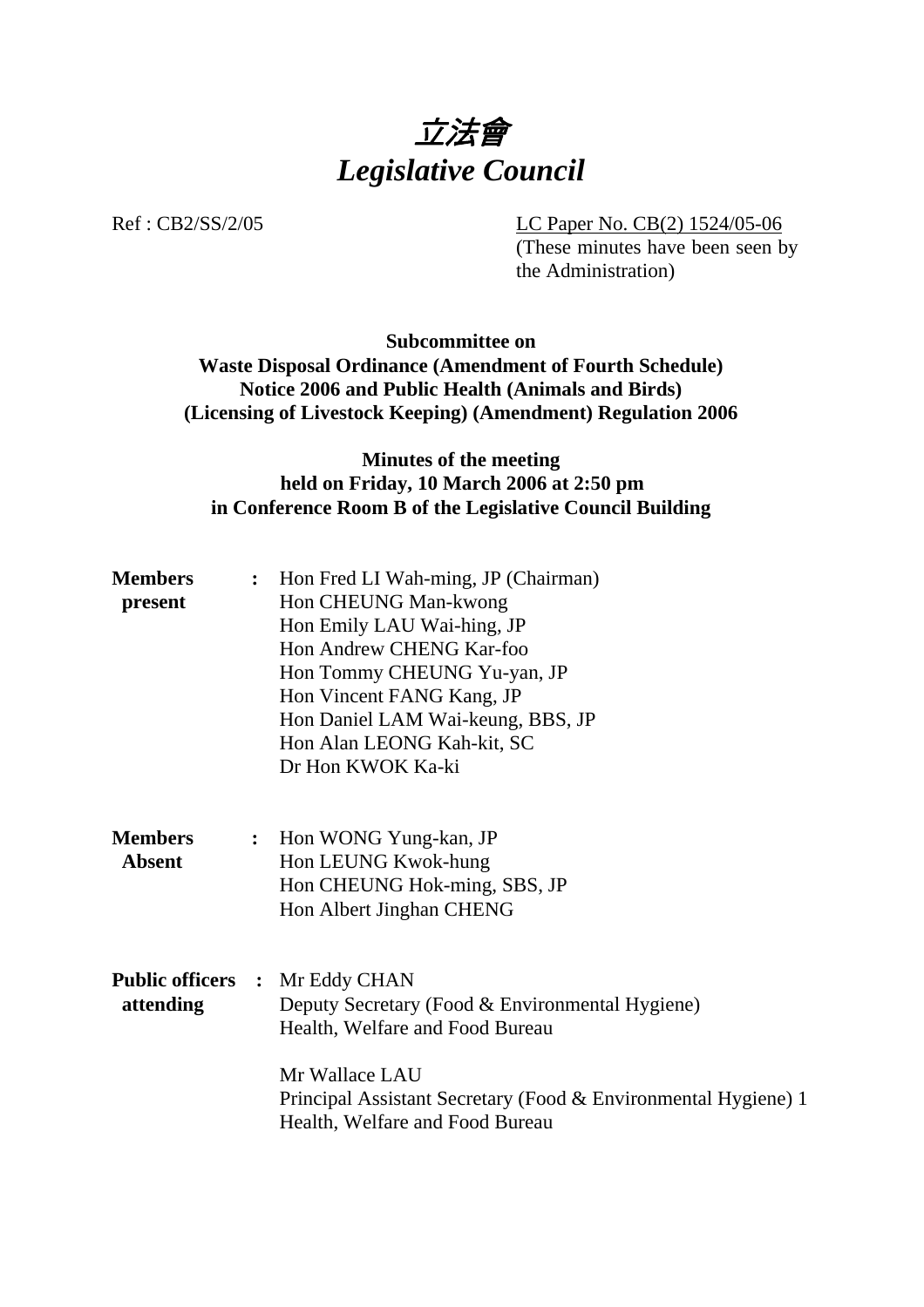# *立法會*
# *Legislative Council*

Ref : CB2/SS/2/05

LC Paper No. CB(2) 1524/05-06
(These minutes have been seen by the Administration)

**Subcommittee on**
**Waste Disposal Ordinance (Amendment of Fourth Schedule) Notice 2006 and Public Health (Animals and Birds) (Licensing of Livestock Keeping) (Amendment) Regulation 2006**

**Minutes of the meeting**
**held on Friday, 10 March 2006 at 2:50 pm**
**in Conference Room B of the Legislative Council Building**

**Members present** :
Hon Fred LI Wah-ming, JP (Chairman)
Hon CHEUNG Man-kwong
Hon Emily LAU Wai-hing, JP
Hon Andrew CHENG Kar-foo
Hon Tommy CHEUNG Yu-yan, JP
Hon Vincent FANG Kang, JP
Hon Daniel LAM Wai-keung, BBS, JP
Hon Alan LEONG Kah-kit, SC
Dr Hon KWOK Ka-ki

**Members Absent** :
Hon WONG Yung-kan, JP
Hon LEUNG Kwok-hung
Hon CHEUNG Hok-ming, SBS, JP
Hon Albert Jinghan CHENG

**Public officers attending** :
Mr Eddy CHAN
Deputy Secretary (Food & Environmental Hygiene)
Health, Welfare and Food Bureau

Mr Wallace LAU
Principal Assistant Secretary (Food & Environmental Hygiene) 1
Health, Welfare and Food Bureau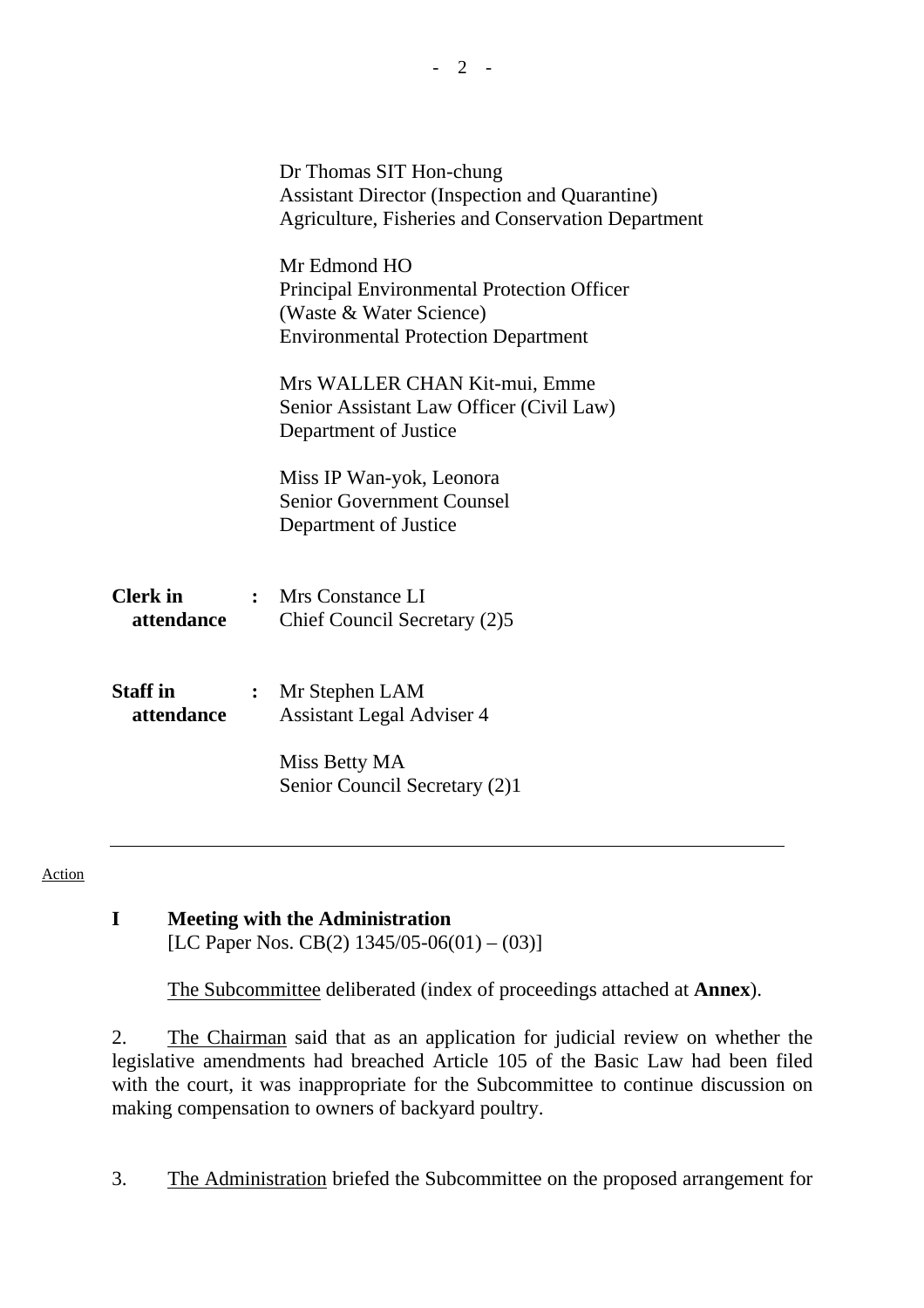Dr Thomas SIT Hon-chung
Assistant Director (Inspection and Quarantine)
Agriculture, Fisheries and Conservation Department

Mr Edmond HO
Principal Environmental Protection Officer
(Waste & Water Science)
Environmental Protection Department

Mrs WALLER CHAN Kit-mui, Emme
Senior Assistant Law Officer (Civil Law)
Department of Justice

Miss IP Wan-yok, Leonora
Senior Government Counsel
Department of Justice

**Clerk in attendance** : Mrs Constance LI
Chief Council Secretary (2)5

**Staff in attendance** : Mr Stephen LAM
Assistant Legal Adviser 4

Miss Betty MA
Senior Council Secretary (2)1

---

Action

**I Meeting with the Administration**
[LC Paper Nos. CB(2) 1345/05-06(01) – (03)]

The Subcommittee deliberated (index of proceedings attached at **Annex**).

2. The Chairman said that as an application for judicial review on whether the legislative amendments had breached Article 105 of the Basic Law had been filed with the court, it was inappropriate for the Subcommittee to continue discussion on making compensation to owners of backyard poultry.

3. The Administration briefed the Subcommittee on the proposed arrangement for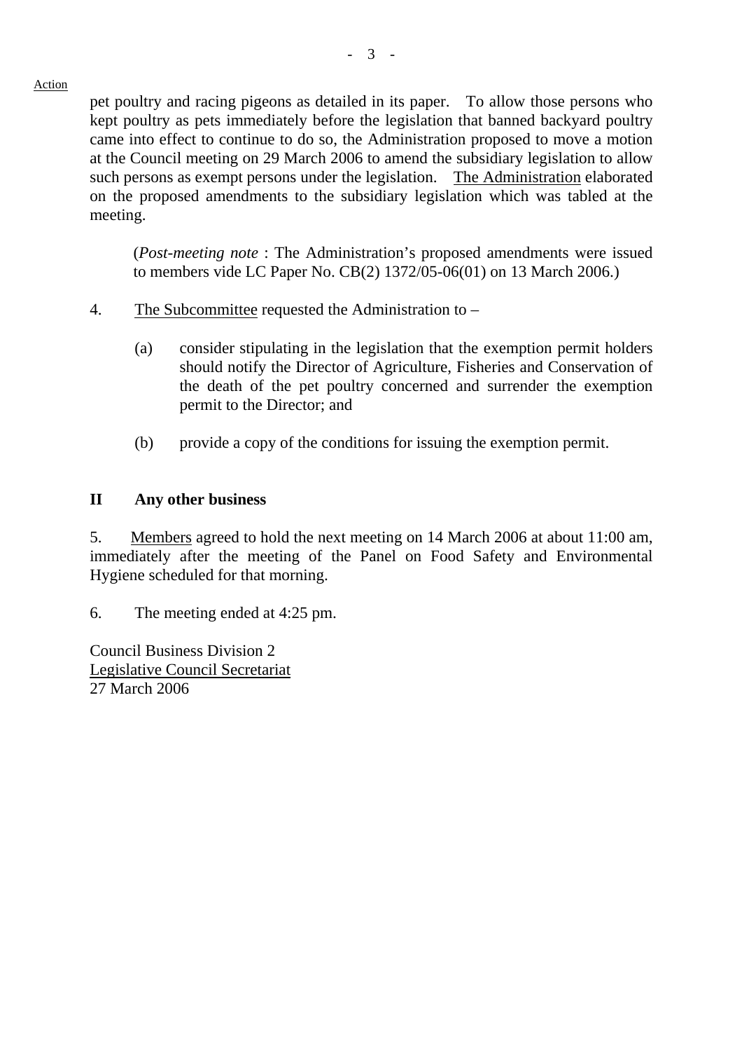Action

pet poultry and racing pigeons as detailed in its paper. To allow those persons who kept poultry as pets immediately before the legislation that banned backyard poultry came into effect to continue to do so, the Administration proposed to move a motion at the Council meeting on 29 March 2006 to amend the subsidiary legislation to allow such persons as exempt persons under the legislation. The Administration elaborated on the proposed amendments to the subsidiary legislation which was tabled at the meeting.

(*Post-meeting note* : The Administration's proposed amendments were issued to members vide LC Paper No. CB(2) 1372/05-06(01) on 13 March 2006.)

4. The Subcommittee requested the Administration to –

(a) consider stipulating in the legislation that the exemption permit holders should notify the Director of Agriculture, Fisheries and Conservation of the death of the pet poultry concerned and surrender the exemption permit to the Director; and

(b) provide a copy of the conditions for issuing the exemption permit.

## II Any other business

5. Members agreed to hold the next meeting on 14 March 2006 at about 11:00 am, immediately after the meeting of the Panel on Food Safety and Environmental Hygiene scheduled for that morning.

6. The meeting ended at 4:25 pm.

Council Business Division 2
Legislative Council Secretariat
27 March 2006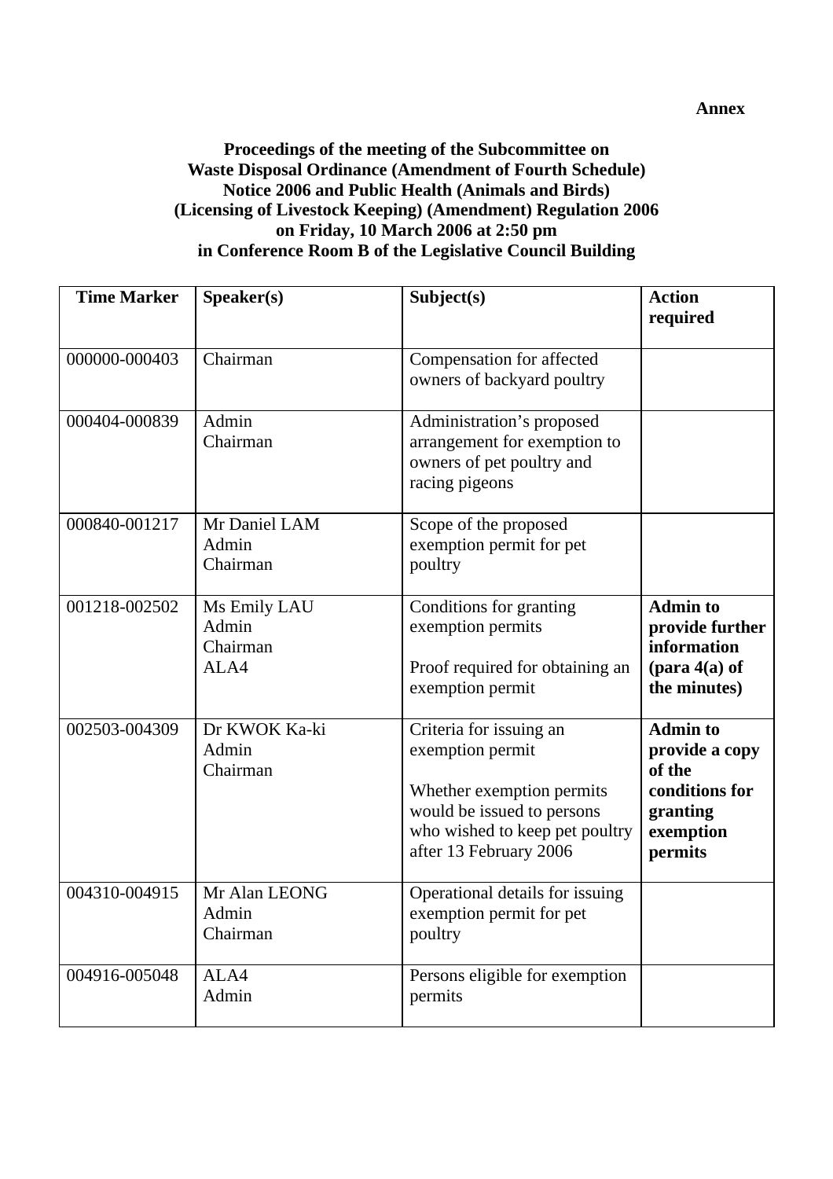**Annex**

**Proceedings of the meeting of the Subcommittee on Waste Disposal Ordinance (Amendment of Fourth Schedule) Notice 2006 and Public Health (Animals and Birds) (Licensing of Livestock Keeping) (Amendment) Regulation 2006 on Friday, 10 March 2006 at 2:50 pm in Conference Room B of the Legislative Council Building**

| Time Marker | Speaker(s) | Subject(s) | Action required |
|---|---|---|---|
| 000000-000403 | Chairman | Compensation for affected owners of backyard poultry | |
| 000404-000839 | Admin<br>Chairman | Administration's proposed arrangement for exemption to owners of pet poultry and racing pigeons | |
| 000840-001217 | Mr Daniel LAM<br>Admin<br>Chairman | Scope of the proposed exemption permit for pet poultry | |
| 001218-002502 | Ms Emily LAU<br>Admin<br>Chairman<br>ALA4 | Conditions for granting exemption permits<br><br>Proof required for obtaining an exemption permit | **Admin to provide further information (para 4(a) of the minutes)** |
| 002503-004309 | Dr KWOK Ka-ki<br>Admin<br>Chairman | Criteria for issuing an exemption permit<br><br>Whether exemption permits would be issued to persons who wished to keep pet poultry after 13 February 2006 | **Admin to provide a copy of the conditions for granting exemption permits** |
| 004310-004915 | Mr Alan LEONG<br>Admin<br>Chairman | Operational details for issuing exemption permit for pet poultry | |
| 004916-005048 | ALA4<br>Admin | Persons eligible for exemption permits | |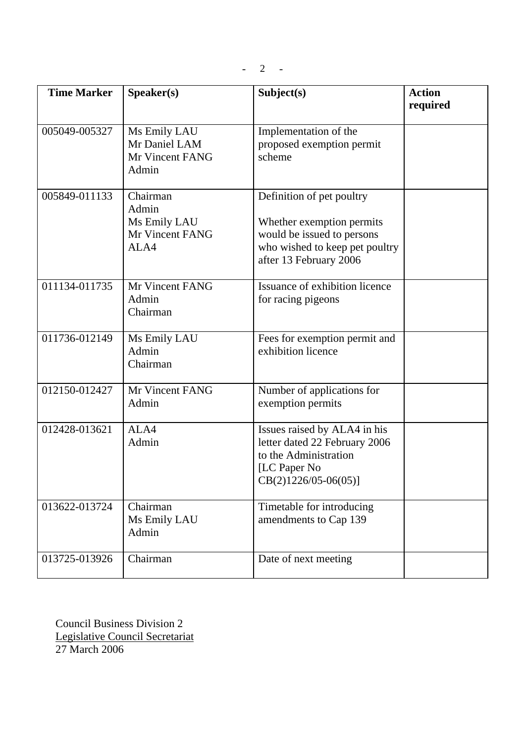| Time Marker | Speaker(s) | Subject(s) | Action required |
| --- | --- | --- | --- |
| 005049-005327 | Ms Emily LAU<br>Mr Daniel LAM<br>Mr Vincent FANG<br>Admin | Implementation of the proposed exemption permit scheme | |
| 005849-011133 | Chairman<br>Admin<br>Ms Emily LAU<br>Mr Vincent FANG<br>ALA4 | Definition of pet poultry<br><br>Whether exemption permits would be issued to persons who wished to keep pet poultry after 13 February 2006 | |
| 011134-011735 | Mr Vincent FANG<br>Admin<br>Chairman | Issuance of exhibition licence for racing pigeons | |
| 011736-012149 | Ms Emily LAU<br>Admin<br>Chairman | Fees for exemption permit and exhibition licence | |
| 012150-012427 | Mr Vincent FANG<br>Admin | Number of applications for exemption permits | |
| 012428-013621 | ALA4<br>Admin | Issues raised by ALA4 in his letter dated 22 February 2006 to the Administration [LC Paper No CB(2)1226/05-06(05)] | |
| 013622-013724 | Chairman<br>Ms Emily LAU<br>Admin | Timetable for introducing amendments to Cap 139 | |
| 013725-013926 | Chairman | Date of next meeting | |

Council Business Division 2
Legislative Council Secretariat
27 March 2006